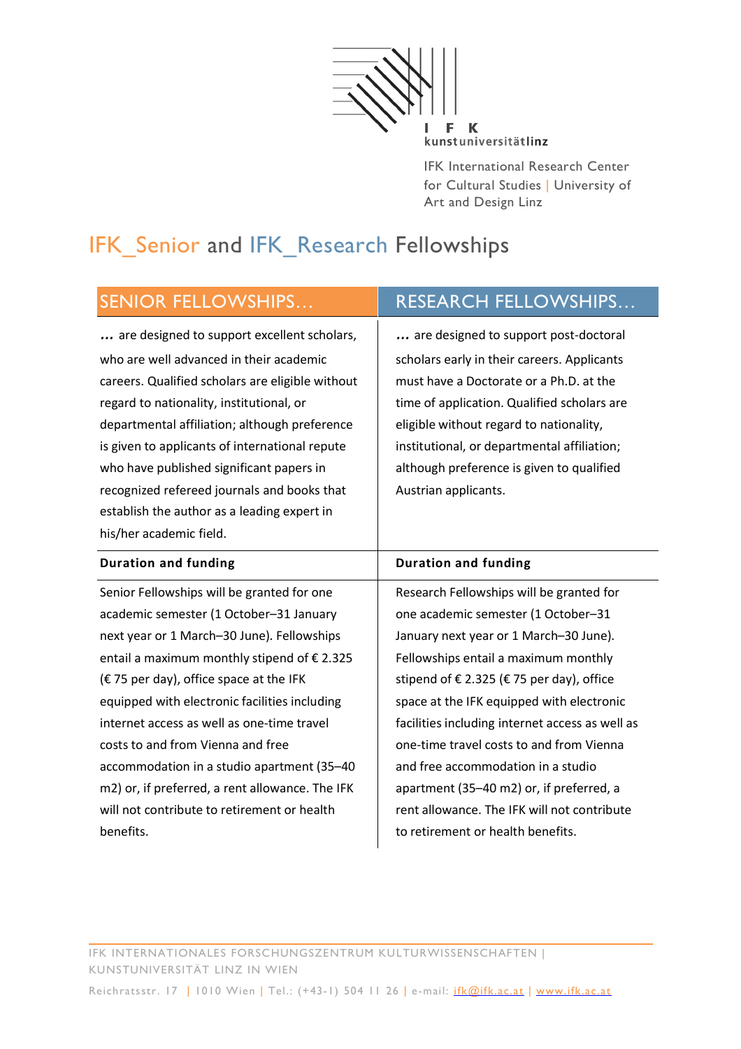I F K
kunstuniversitätlinz

IFK International Research Center for Cultural Studies | University of Art and Design Linz

# IFK_Senior and IFK_Research Fellowships

| SENIOR FELLOWSHIPS… | RESEARCH FELLOWSHIPS… |
|---|---|
| **…** are designed to support excellent scholars, who are well advanced in their academic careers. Qualified scholars are eligible without regard to nationality, institutional, or departmental affiliation; although preference is given to applicants of international repute who have published significant papers in recognized refereed journals and books that establish the author as a leading expert in his/her academic field. | **…** are designed to support post-doctoral scholars early in their careers. Applicants must have a Doctorate or a Ph.D. at the time of application. Qualified scholars are eligible without regard to nationality, institutional, or departmental affiliation; although preference is given to qualified Austrian applicants. |
| **Duration and funding** | **Duration and funding** |
| Senior Fellowships will be granted for one academic semester (1 October–31 January next year or 1 March–30 June). Fellowships entail a maximum monthly stipend of € 2.325 (€ 75 per day), office space at the IFK equipped with electronic facilities including internet access as well as one-time travel costs to and from Vienna and free accommodation in a studio apartment (35–40 m2) or, if preferred, a rent allowance. The IFK will not contribute to retirement or health benefits. | Research Fellowships will be granted for one academic semester (1 October–31 January next year or 1 March–30 June). Fellowships entail a maximum monthly stipend of € 2.325 (€ 75 per day), office space at the IFK equipped with electronic facilities including internet access as well as one-time travel costs to and from Vienna and free accommodation in a studio apartment (35–40 m2) or, if preferred, a rent allowance. The IFK will not contribute to retirement or health benefits. |

IFK INTERNATIONALES FORSCHUNGSZENTRUM KULTURWISSENSCHAFTEN | KUNSTUNIVERSITÄT LINZ IN WIEN

Reichratsstr. 17 | 1010 Wien | Tel.: (+43-1) 504 11 26 | e-mail: ifk@ifk.ac.at | www.ifk.ac.at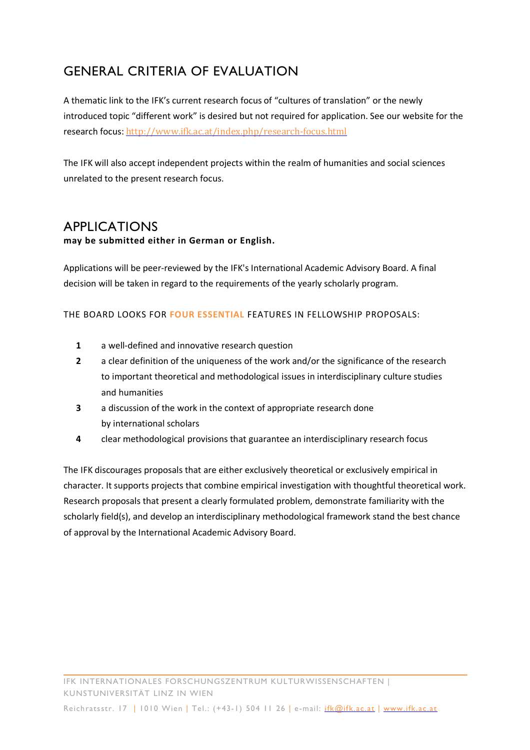## GENERAL CRITERIA OF EVALUATION

A thematic link to the IFK's current research focus of "cultures of translation" or the newly introduced topic "different work" is desired but not required for application. See our website for the research focus: http://www.ifk.ac.at/index.php/research-focus.html

The IFK will also accept independent projects within the realm of humanities and social sciences unrelated to the present research focus.

## APPLICATIONS

**may be submitted either in German or English.**

Applications will be peer-reviewed by the IFK's International Academic Advisory Board. A final decision will be taken in regard to the requirements of the yearly scholarly program.

THE BOARD LOOKS FOR **FOUR ESSENTIAL** FEATURES IN FELLOWSHIP PROPOSALS:

1. a well-defined and innovative research question
2. a clear definition of the uniqueness of the work and/or the significance of the research to important theoretical and methodological issues in interdisciplinary culture studies and humanities
3. a discussion of the work in the context of appropriate research done by international scholars
4. clear methodological provisions that guarantee an interdisciplinary research focus

The IFK discourages proposals that are either exclusively theoretical or exclusively empirical in character. It supports projects that combine empirical investigation with thoughtful theoretical work. Research proposals that present a clearly formulated problem, demonstrate familiarity with the scholarly field(s), and develop an interdisciplinary methodological framework stand the best chance of approval by the International Academic Advisory Board.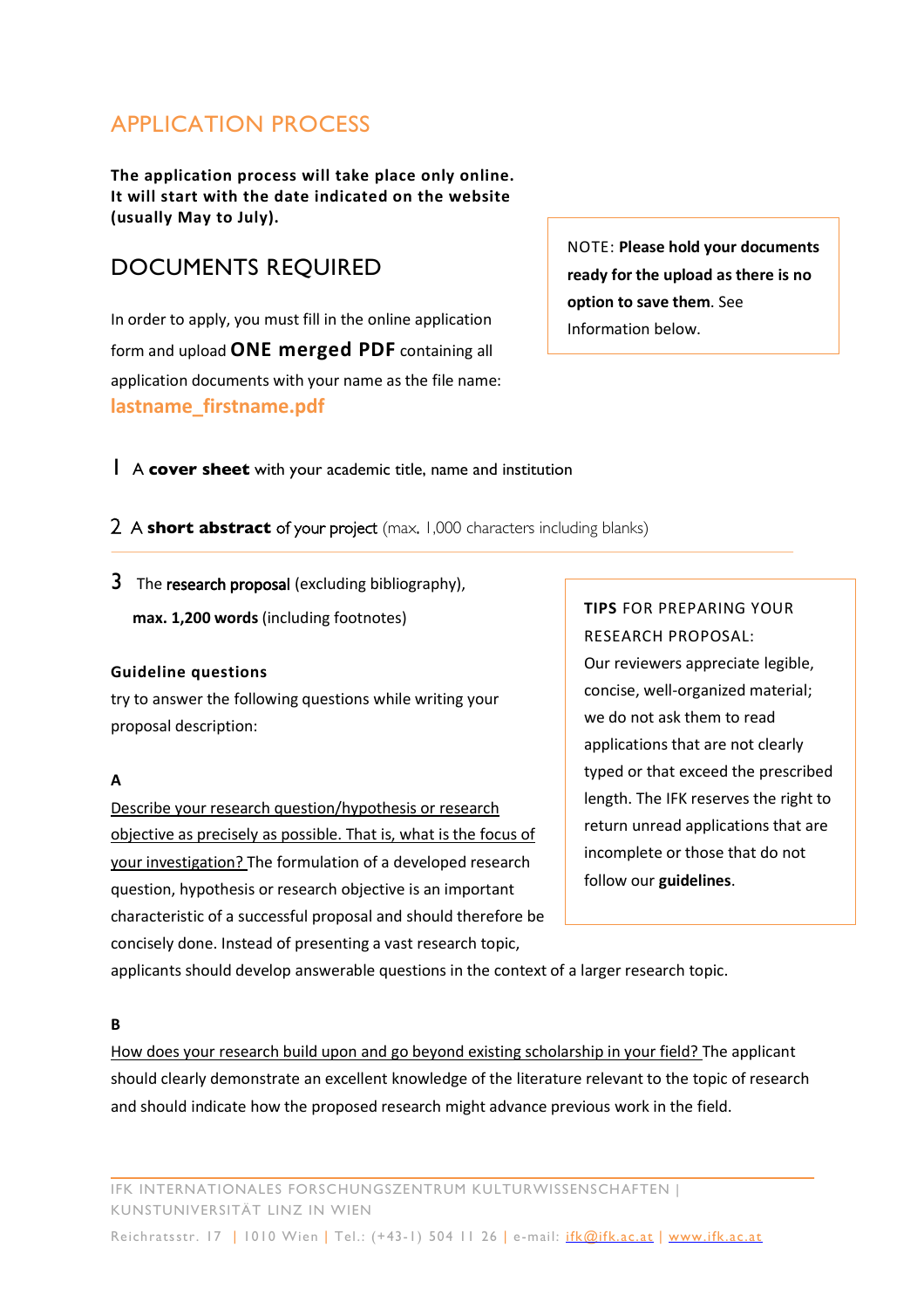## APPLICATION PROCESS

**The application process will take place only online. It will start with the date indicated on the website (usually May to July).**

## DOCUMENTS REQUIRED

In order to apply, you must fill in the online application form and upload **ONE merged PDF** containing all application documents with your name as the file name: **lastname_firstname.pdf**

> NOTE: **Please hold your documents ready for the upload as there is no option to save them**. See Information below.

1 A **cover sheet** with your academic title, name and institution

2 A **short abstract** of your project (max. 1,000 characters including blanks)

3 The **research proposal** (excluding bibliography), **max. 1,200 words** (including footnotes)

> **TIPS** FOR PREPARING YOUR RESEARCH PROPOSAL:
> Our reviewers appreciate legible, concise, well-organized material; we do not ask them to read applications that are not clearly typed or that exceed the prescribed length. The IFK reserves the right to return unread applications that are incomplete or those that do not follow our **guidelines**.

**Guideline questions**

try to answer the following questions while writing your proposal description:

**A**

Describe your research question/hypothesis or research objective as precisely as possible. That is, what is the focus of your investigation? The formulation of a developed research question, hypothesis or research objective is an important characteristic of a successful proposal and should therefore be concisely done. Instead of presenting a vast research topic, applicants should develop answerable questions in the context of a larger research topic.

**B**

How does your research build upon and go beyond existing scholarship in your field? The applicant should clearly demonstrate an excellent knowledge of the literature relevant to the topic of research and should indicate how the proposed research might advance previous work in the field.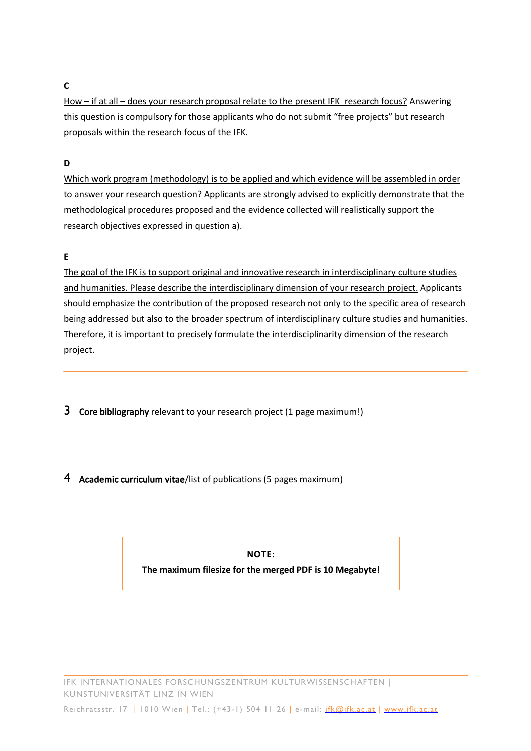**C**

How – if at all – does your research proposal relate to the present IFK research focus? Answering this question is compulsory for those applicants who do not submit "free projects" but research proposals within the research focus of the IFK.

**D**

Which work program (methodology) is to be applied and which evidence will be assembled in order to answer your research question? Applicants are strongly advised to explicitly demonstrate that the methodological procedures proposed and the evidence collected will realistically support the research objectives expressed in question a).

**E**

The goal of the IFK is to support original and innovative research in interdisciplinary culture studies and humanities. Please describe the interdisciplinary dimension of your research project. Applicants should emphasize the contribution of the proposed research not only to the specific area of research being addressed but also to the broader spectrum of interdisciplinary culture studies and humanities. Therefore, it is important to precisely formulate the interdisciplinarity dimension of the research project.

---

## 3 **Core bibliography** relevant to your research project (1 page maximum!)

---

## 4 **Academic curriculum vitae**/list of publications (5 pages maximum)

**NOTE:**

**The maximum filesize for the merged PDF is 10 Megabyte!**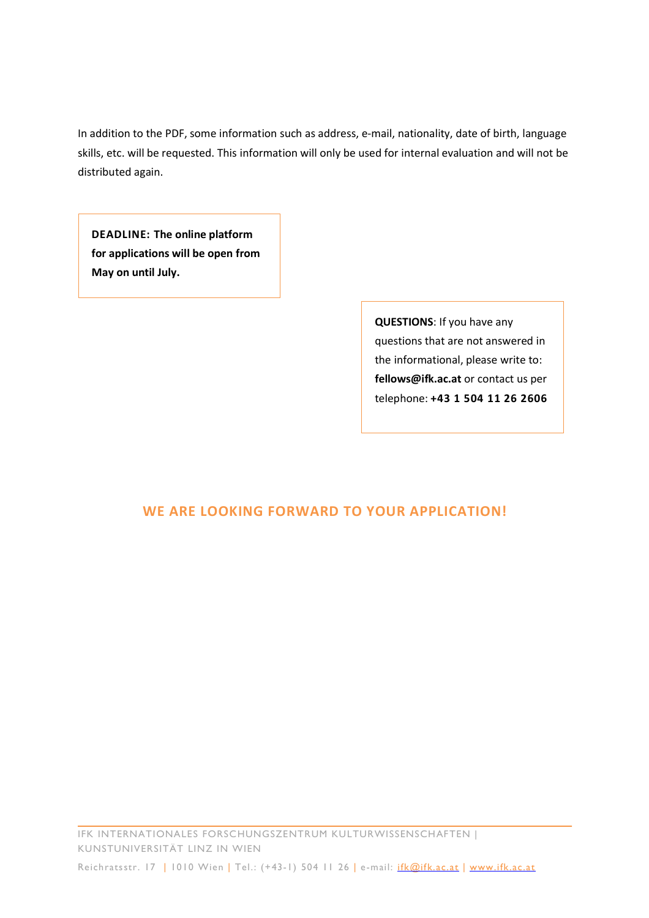In addition to the PDF, some information such as address, e-mail, nationality, date of birth, language skills, etc. will be requested. This information will only be used for internal evaluation and will not be distributed again.

**DEADLINE: The online platform for applications will be open from May on until July.**

**QUESTIONS**: If you have any questions that are not answered in the informational, please write to: **fellows@ifk.ac.at** or contact us per telephone: **+43 1 504 11 26 2606**

## WE ARE LOOKING FORWARD TO YOUR APPLICATION!